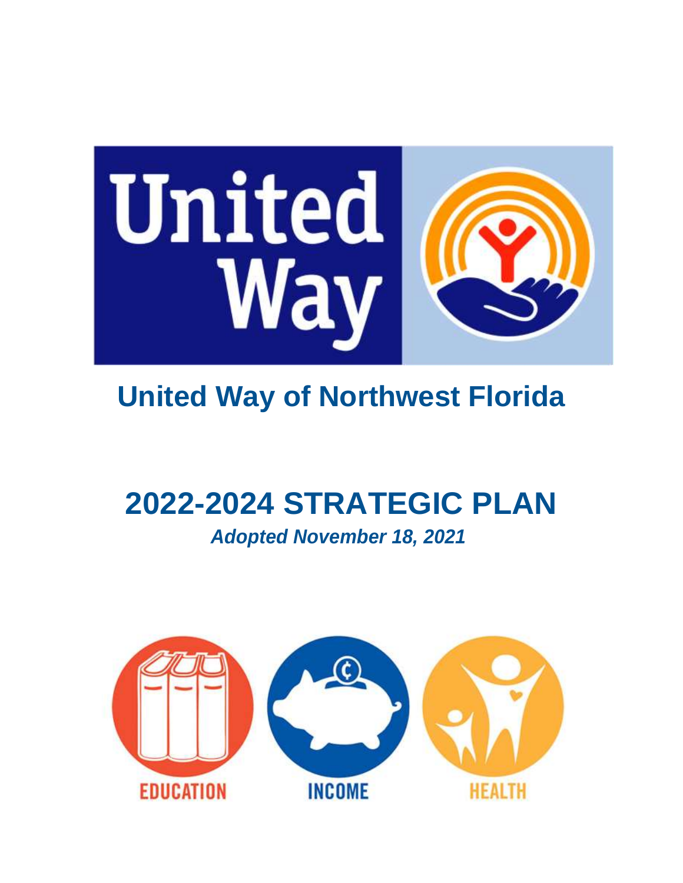United Way

# United Way of Northwest Florida

# 2022-2024 STRATEGIC PLAN

***Adopted November 18, 2021***

EDUCATION INCOME HEALTH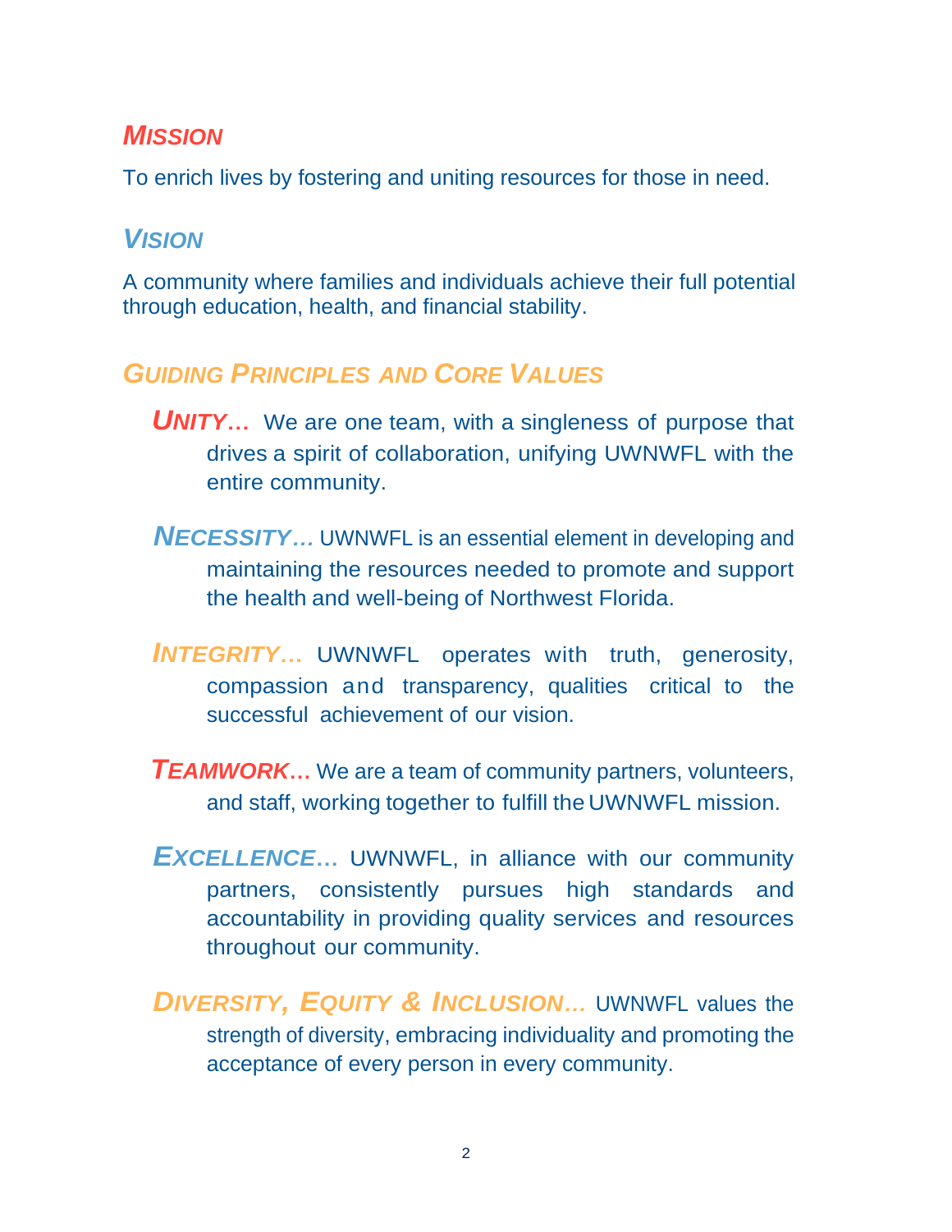## *MISSION*

To enrich lives by fostering and uniting resources for those in need.

## *VISION*

A community where families and individuals achieve their full potential through education, health, and financial stability.

## *GUIDING PRINCIPLES AND CORE VALUES*

***UNITY…*** We are one team, with a singleness of purpose that drives a spirit of collaboration, unifying UWNWFL with the entire community.

***NECESSITY…*** UWNWFL is an essential element in developing and maintaining the resources needed to promote and support the health and well-being of Northwest Florida.

***INTEGRITY…*** UWNWFL operates with truth, generosity, compassion and transparency, qualities critical to the successful achievement of our vision.

***TEAMWORK…*** We are a team of community partners, volunteers, and staff, working together to fulfill the UWNWFL mission.

***EXCELLENCE…*** UWNWFL, in alliance with our community partners, consistently pursues high standards and accountability in providing quality services and resources throughout our community.

***DIVERSITY, EQUITY & INCLUSION…*** UWNWFL values the strength of diversity, embracing individuality and promoting the acceptance of every person in every community.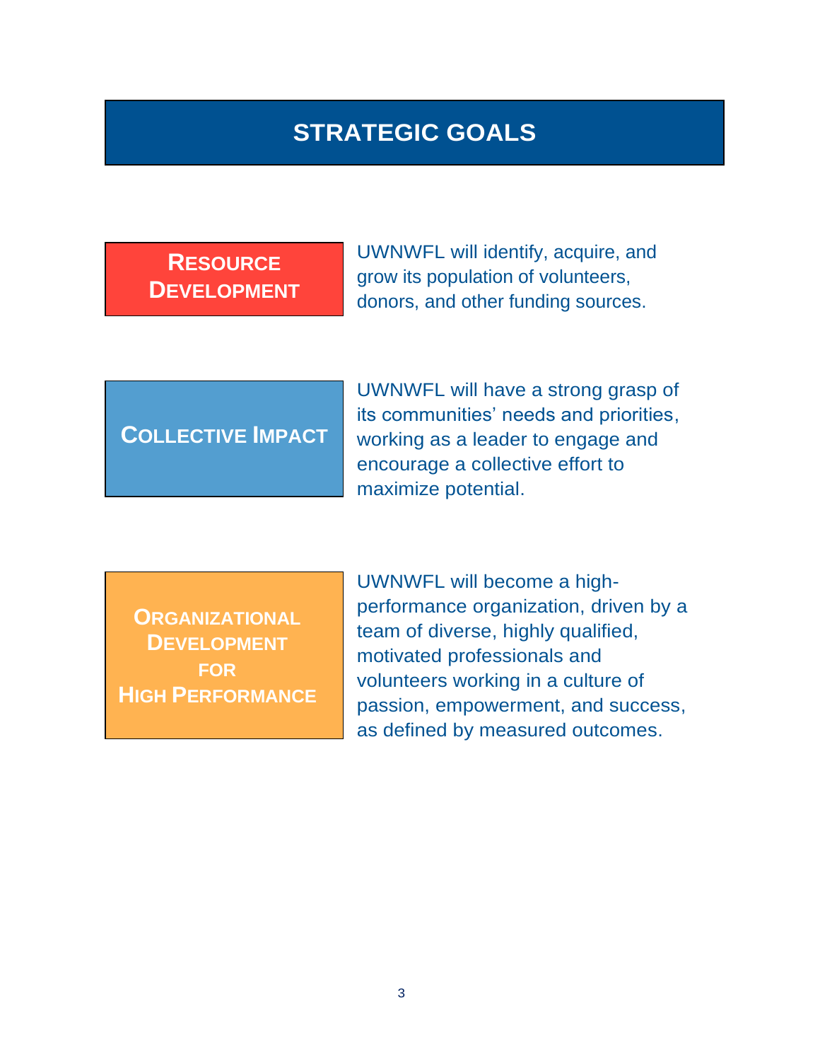# STRATEGIC GOALS

## Resource Development

UWNWFL will identify, acquire, and grow its population of volunteers, donors, and other funding sources.

## Collective Impact

UWNWFL will have a strong grasp of its communities' needs and priorities, working as a leader to engage and encourage a collective effort to maximize potential.

## Organizational Development for High Performance

UWNWFL will become a high-performance organization, driven by a team of diverse, highly qualified, motivated professionals and volunteers working in a culture of passion, empowerment, and success, as defined by measured outcomes.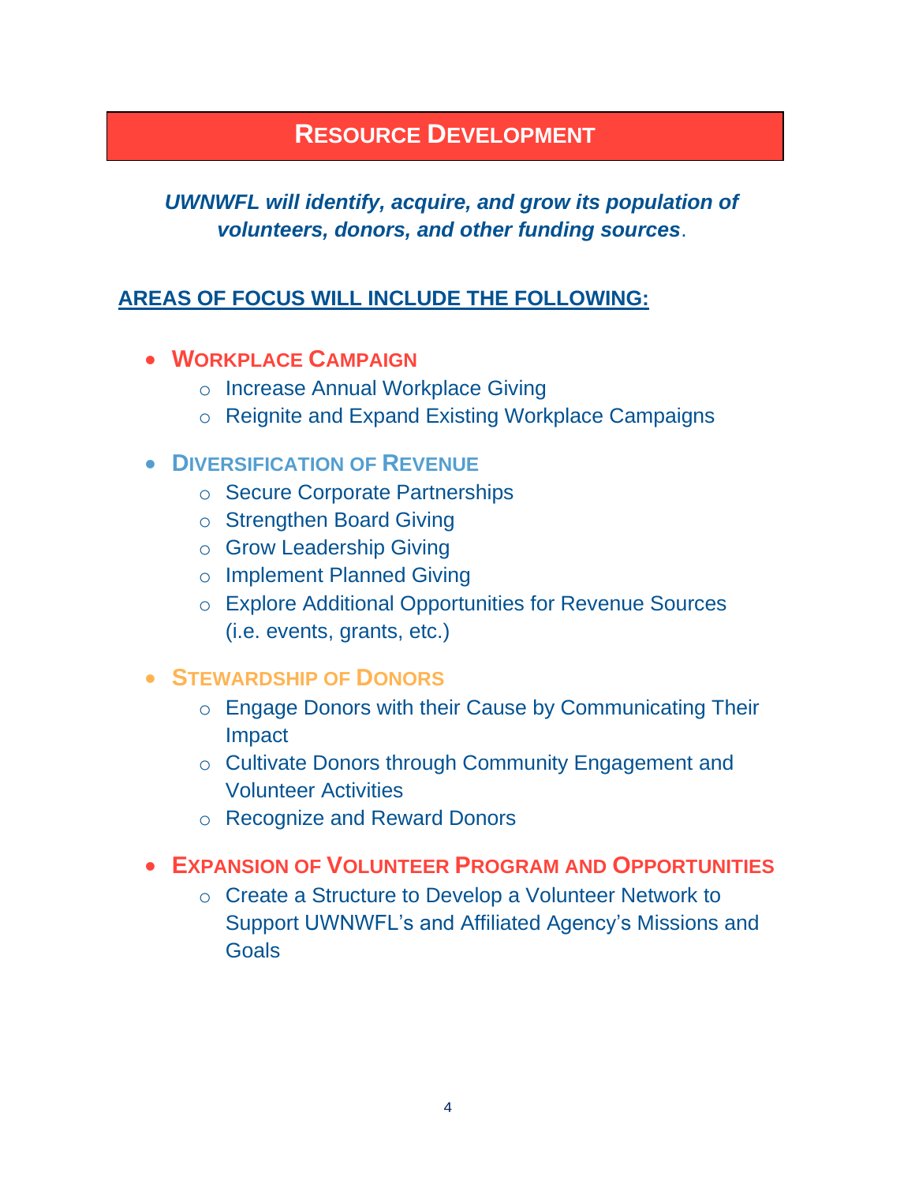# Resource Development

***UWNWFL will identify, acquire, and grow its population of volunteers, donors, and other funding sources***.

## AREAS OF FOCUS WILL INCLUDE THE FOLLOWING:

- **Workplace Campaign**
  - Increase Annual Workplace Giving
  - Reignite and Expand Existing Workplace Campaigns
- **Diversification of Revenue**
  - Secure Corporate Partnerships
  - Strengthen Board Giving
  - Grow Leadership Giving
  - Implement Planned Giving
  - Explore Additional Opportunities for Revenue Sources (i.e. events, grants, etc.)
- **Stewardship of Donors**
  - Engage Donors with their Cause by Communicating Their Impact
  - Cultivate Donors through Community Engagement and Volunteer Activities
  - Recognize and Reward Donors
- **Expansion of Volunteer Program and Opportunities**
  - Create a Structure to Develop a Volunteer Network to Support UWNWFL's and Affiliated Agency's Missions and Goals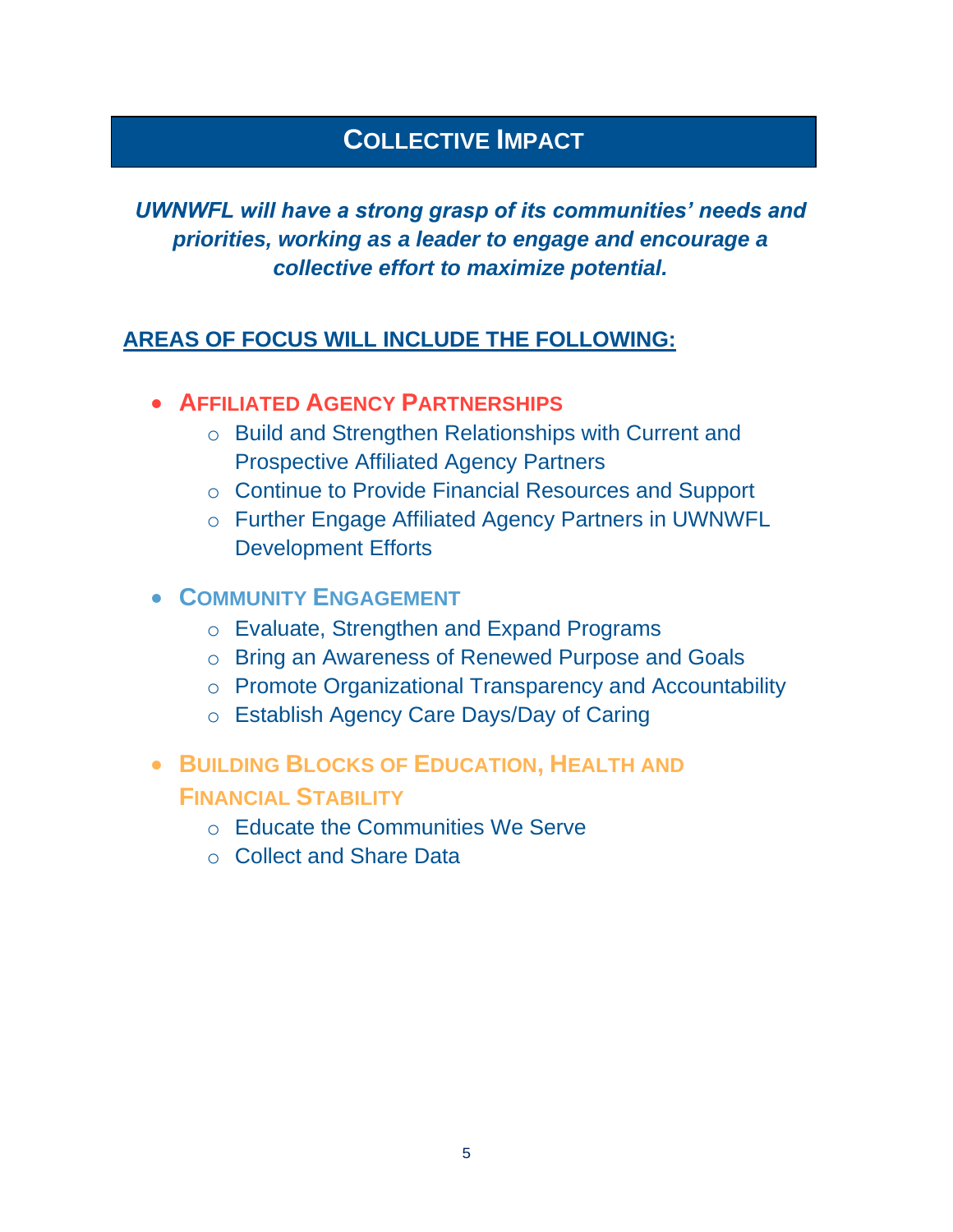# COLLECTIVE IMPACT

***UWNWFL will have a strong grasp of its communities' needs and priorities, working as a leader to engage and encourage a collective effort to maximize potential.***

## AREAS OF FOCUS WILL INCLUDE THE FOLLOWING:

- **AFFILIATED AGENCY PARTNERSHIPS**
  - Build and Strengthen Relationships with Current and Prospective Affiliated Agency Partners
  - Continue to Provide Financial Resources and Support
  - Further Engage Affiliated Agency Partners in UWNWFL Development Efforts

- **COMMUNITY ENGAGEMENT**
  - Evaluate, Strengthen and Expand Programs
  - Bring an Awareness of Renewed Purpose and Goals
  - Promote Organizational Transparency and Accountability
  - Establish Agency Care Days/Day of Caring

- **BUILDING BLOCKS OF EDUCATION, HEALTH AND FINANCIAL STABILITY**
  - Educate the Communities We Serve
  - Collect and Share Data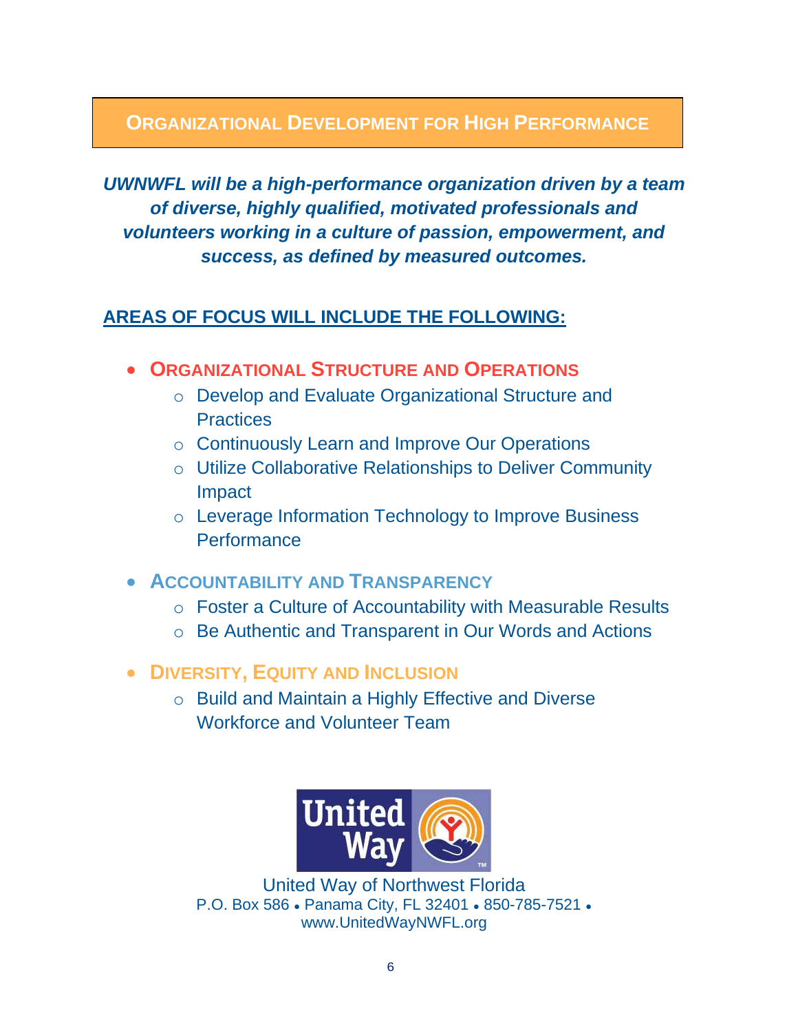## Organizational Development for High Performance

***UWNWFL will be a high-performance organization driven by a team of diverse, highly qualified, motivated professionals and volunteers working in a culture of passion, empowerment, and success, as defined by measured outcomes.***

**AREAS OF FOCUS WILL INCLUDE THE FOLLOWING:**

- **Organizational Structure and Operations**
  - Develop and Evaluate Organizational Structure and Practices
  - Continuously Learn and Improve Our Operations
  - Utilize Collaborative Relationships to Deliver Community Impact
  - Leverage Information Technology to Improve Business Performance
- **Accountability and Transparency**
  - Foster a Culture of Accountability with Measurable Results
  - Be Authentic and Transparent in Our Words and Actions
- **Diversity, Equity and Inclusion**
  - Build and Maintain a Highly Effective and Diverse Workforce and Volunteer Team

United Way

United Way of Northwest Florida
P.O. Box 586 • Panama City, FL 32401 • 850-785-7521 •
www.UnitedWayNWFL.org